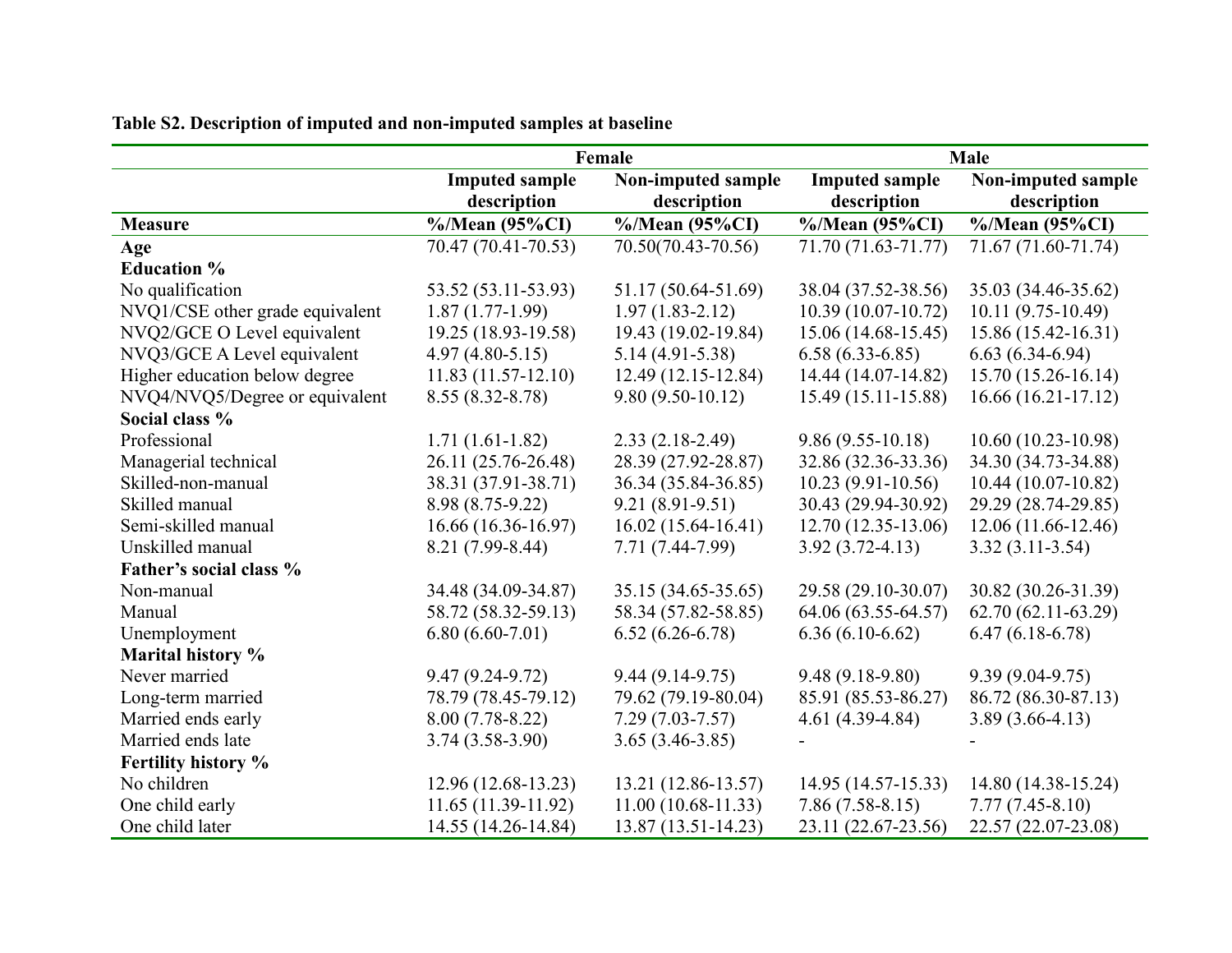**Table S2. Description of imputed and non-imputed samples at baseline**

| | Female | | Male | |
|---|---|---|---|---|
| | Imputed sample description | Non-imputed sample description | Imputed sample description | Non-imputed sample description |
| **Measure** | **%/Mean (95%CI)** | **%/Mean (95%CI)** | **%/Mean (95%CI)** | **%/Mean (95%CI)** |
| **Age** | 70.47 (70.41-70.53) | 70.50(70.43-70.56) | 71.70 (71.63-71.77) | 71.67 (71.60-71.74) |
| **Education %** | | | | |
| No qualification | 53.52 (53.11-53.93) | 51.17 (50.64-51.69) | 38.04 (37.52-38.56) | 35.03 (34.46-35.62) |
| NVQ1/CSE other grade equivalent | 1.87 (1.77-1.99) | 1.97 (1.83-2.12) | 10.39 (10.07-10.72) | 10.11 (9.75-10.49) |
| NVQ2/GCE O Level equivalent | 19.25 (18.93-19.58) | 19.43 (19.02-19.84) | 15.06 (14.68-15.45) | 15.86 (15.42-16.31) |
| NVQ3/GCE A Level equivalent | 4.97 (4.80-5.15) | 5.14 (4.91-5.38) | 6.58 (6.33-6.85) | 6.63 (6.34-6.94) |
| Higher education below degree | 11.83 (11.57-12.10) | 12.49 (12.15-12.84) | 14.44 (14.07-14.82) | 15.70 (15.26-16.14) |
| NVQ4/NVQ5/Degree or equivalent | 8.55 (8.32-8.78) | 9.80 (9.50-10.12) | 15.49 (15.11-15.88) | 16.66 (16.21-17.12) |
| **Social class %** | | | | |
| Professional | 1.71 (1.61-1.82) | 2.33 (2.18-2.49) | 9.86 (9.55-10.18) | 10.60 (10.23-10.98) |
| Managerial technical | 26.11 (25.76-26.48) | 28.39 (27.92-28.87) | 32.86 (32.36-33.36) | 34.30 (34.73-34.88) |
| Skilled-non-manual | 38.31 (37.91-38.71) | 36.34 (35.84-36.85) | 10.23 (9.91-10.56) | 10.44 (10.07-10.82) |
| Skilled manual | 8.98 (8.75-9.22) | 9.21 (8.91-9.51) | 30.43 (29.94-30.92) | 29.29 (28.74-29.85) |
| Semi-skilled manual | 16.66 (16.36-16.97) | 16.02 (15.64-16.41) | 12.70 (12.35-13.06) | 12.06 (11.66-12.46) |
| Unskilled manual | 8.21 (7.99-8.44) | 7.71 (7.44-7.99) | 3.92 (3.72-4.13) | 3.32 (3.11-3.54) |
| **Father's social class %** | | | | |
| Non-manual | 34.48 (34.09-34.87) | 35.15 (34.65-35.65) | 29.58 (29.10-30.07) | 30.82 (30.26-31.39) |
| Manual | 58.72 (58.32-59.13) | 58.34 (57.82-58.85) | 64.06 (63.55-64.57) | 62.70 (62.11-63.29) |
| Unemployment | 6.80 (6.60-7.01) | 6.52 (6.26-6.78) | 6.36 (6.10-6.62) | 6.47 (6.18-6.78) |
| **Marital history %** | | | | |
| Never married | 9.47 (9.24-9.72) | 9.44 (9.14-9.75) | 9.48 (9.18-9.80) | 9.39 (9.04-9.75) |
| Long-term married | 78.79 (78.45-79.12) | 79.62 (79.19-80.04) | 85.91 (85.53-86.27) | 86.72 (86.30-87.13) |
| Married ends early | 8.00 (7.78-8.22) | 7.29 (7.03-7.57) | 4.61 (4.39-4.84) | 3.89 (3.66-4.13) |
| Married ends late | 3.74 (3.58-3.90) | 3.65 (3.46-3.85) | - | - |
| **Fertility history %** | | | | |
| No children | 12.96 (12.68-13.23) | 13.21 (12.86-13.57) | 14.95 (14.57-15.33) | 14.80 (14.38-15.24) |
| One child early | 11.65 (11.39-11.92) | 11.00 (10.68-11.33) | 7.86 (7.58-8.15) | 7.77 (7.45-8.10) |
| One child later | 14.55 (14.26-14.84) | 13.87 (13.51-14.23) | 23.11 (22.67-23.56) | 22.57 (22.07-23.08) |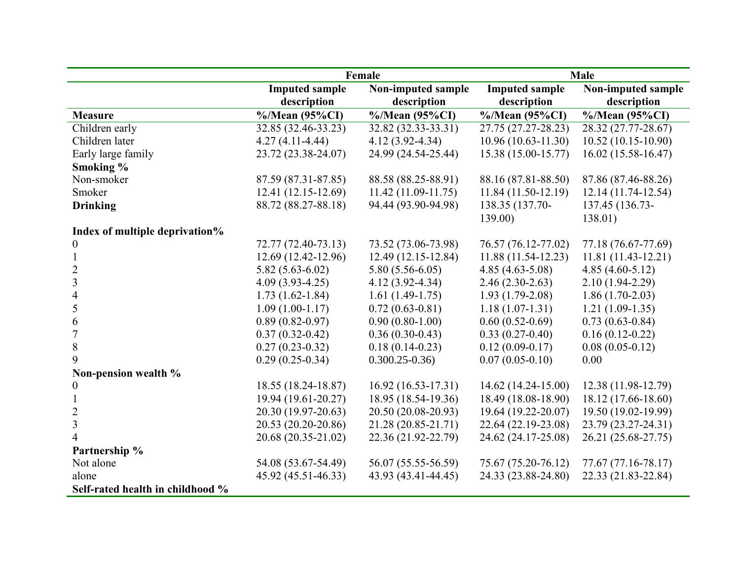| | Female | | Male | |
|---|---|---|---|---|
| | Imputed sample description | Non-imputed sample description | Imputed sample description | Non-imputed sample description |
| **Measure** | **%/Mean (95%CI)** | **%/Mean (95%CI)** | **%/Mean (95%CI)** | **%/Mean (95%CI)** |
| Children early | 32.85 (32.46-33.23) | 32.82 (32.33-33.31) | 27.75 (27.27-28.23) | 28.32 (27.77-28.67) |
| Children later | 4.27 (4.11-4.44) | 4.12 (3.92-4.34) | 10.96 (10.63-11.30) | 10.52 (10.15-10.90) |
| Early large family | 23.72 (23.38-24.07) | 24.99 (24.54-25.44) | 15.38 (15.00-15.77) | 16.02 (15.58-16.47) |
| **Smoking %** | | | | |
| Non-smoker | 87.59 (87.31-87.85) | 88.58 (88.25-88.91) | 88.16 (87.81-88.50) | 87.86 (87.46-88.26) |
| Smoker | 12.41 (12.15-12.69) | 11.42 (11.09-11.75) | 11.84 (11.50-12.19) | 12.14 (11.74-12.54) |
| **Drinking** | 88.72 (88.27-88.18) | 94.44 (93.90-94.98) | 138.35 (137.70-139.00) | 137.45 (136.73-138.01) |
| **Index of multiple deprivation%** | | | | |
| 0 | 72.77 (72.40-73.13) | 73.52 (73.06-73.98) | 76.57 (76.12-77.02) | 77.18 (76.67-77.69) |
| 1 | 12.69 (12.42-12.96) | 12.49 (12.15-12.84) | 11.88 (11.54-12.23) | 11.81 (11.43-12.21) |
| 2 | 5.82 (5.63-6.02) | 5.80 (5.56-6.05) | 4.85 (4.63-5.08) | 4.85 (4.60-5.12) |
| 3 | 4.09 (3.93-4.25) | 4.12 (3.92-4.34) | 2.46 (2.30-2.63) | 2.10 (1.94-2.29) |
| 4 | 1.73 (1.62-1.84) | 1.61 (1.49-1.75) | 1.93 (1.79-2.08) | 1.86 (1.70-2.03) |
| 5 | 1.09 (1.00-1.17) | 0.72 (0.63-0.81) | 1.18 (1.07-1.31) | 1.21 (1.09-1.35) |
| 6 | 0.89 (0.82-0.97) | 0.90 (0.80-1.00) | 0.60 (0.52-0.69) | 0.73 (0.63-0.84) |
| 7 | 0.37 (0.32-0.42) | 0.36 (0.30-0.43) | 0.33 (0.27-0.40) | 0.16 (0.12-0.22) |
| 8 | 0.27 (0.23-0.32) | 0.18 (0.14-0.23) | 0.12 (0.09-0.17) | 0.08 (0.05-0.12) |
| 9 | 0.29 (0.25-0.34) | 0.300.25-0.36) | 0.07 (0.05-0.10) | 0.00 |
| **Non-pension wealth %** | | | | |
| 0 | 18.55 (18.24-18.87) | 16.92 (16.53-17.31) | 14.62 (14.24-15.00) | 12.38 (11.98-12.79) |
| 1 | 19.94 (19.61-20.27) | 18.95 (18.54-19.36) | 18.49 (18.08-18.90) | 18.12 (17.66-18.60) |
| 2 | 20.30 (19.97-20.63) | 20.50 (20.08-20.93) | 19.64 (19.22-20.07) | 19.50 (19.02-19.99) |
| 3 | 20.53 (20.20-20.86) | 21.28 (20.85-21.71) | 22.64 (22.19-23.08) | 23.79 (23.27-24.31) |
| 4 | 20.68 (20.35-21.02) | 22.36 (21.92-22.79) | 24.62 (24.17-25.08) | 26.21 (25.68-27.75) |
| **Partnership %** | | | | |
| Not alone | 54.08 (53.67-54.49) | 56.07 (55.55-56.59) | 75.67 (75.20-76.12) | 77.67 (77.16-78.17) |
| alone | 45.92 (45.51-46.33) | 43.93 (43.41-44.45) | 24.33 (23.88-24.80) | 22.33 (21.83-22.84) |
| **Self-rated health in childhood %** | | | | |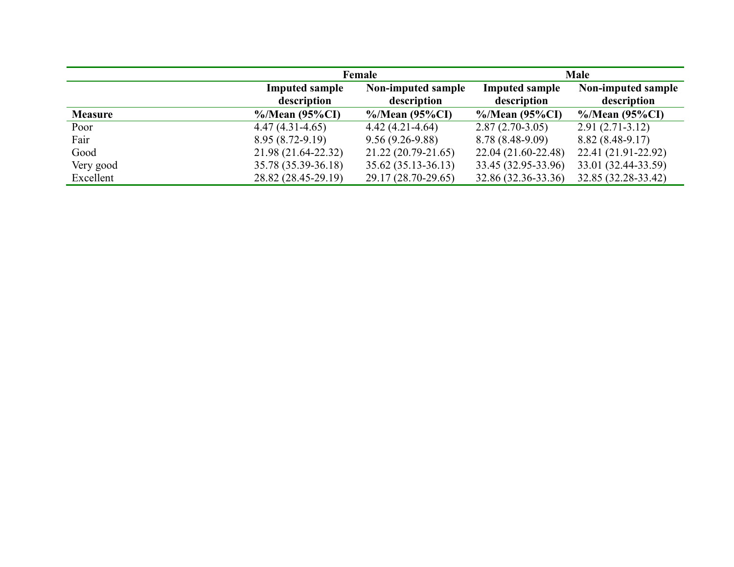| | Female | | Male | |
|---|---|---|---|---|
| | Imputed sample description | Non-imputed sample description | Imputed sample description | Non-imputed sample description |
| Measure | %/Mean (95%CI) | %/Mean (95%CI) | %/Mean (95%CI) | %/Mean (95%CI) |
| Poor | 4.47 (4.31-4.65) | 4.42 (4.21-4.64) | 2.87 (2.70-3.05) | 2.91 (2.71-3.12) |
| Fair | 8.95 (8.72-9.19) | 9.56 (9.26-9.88) | 8.78 (8.48-9.09) | 8.82 (8.48-9.17) |
| Good | 21.98 (21.64-22.32) | 21.22 (20.79-21.65) | 22.04 (21.60-22.48) | 22.41 (21.91-22.92) |
| Very good | 35.78 (35.39-36.18) | 35.62 (35.13-36.13) | 33.45 (32.95-33.96) | 33.01 (32.44-33.59) |
| Excellent | 28.82 (28.45-29.19) | 29.17 (28.70-29.65) | 32.86 (32.36-33.36) | 32.85 (32.28-33.42) |